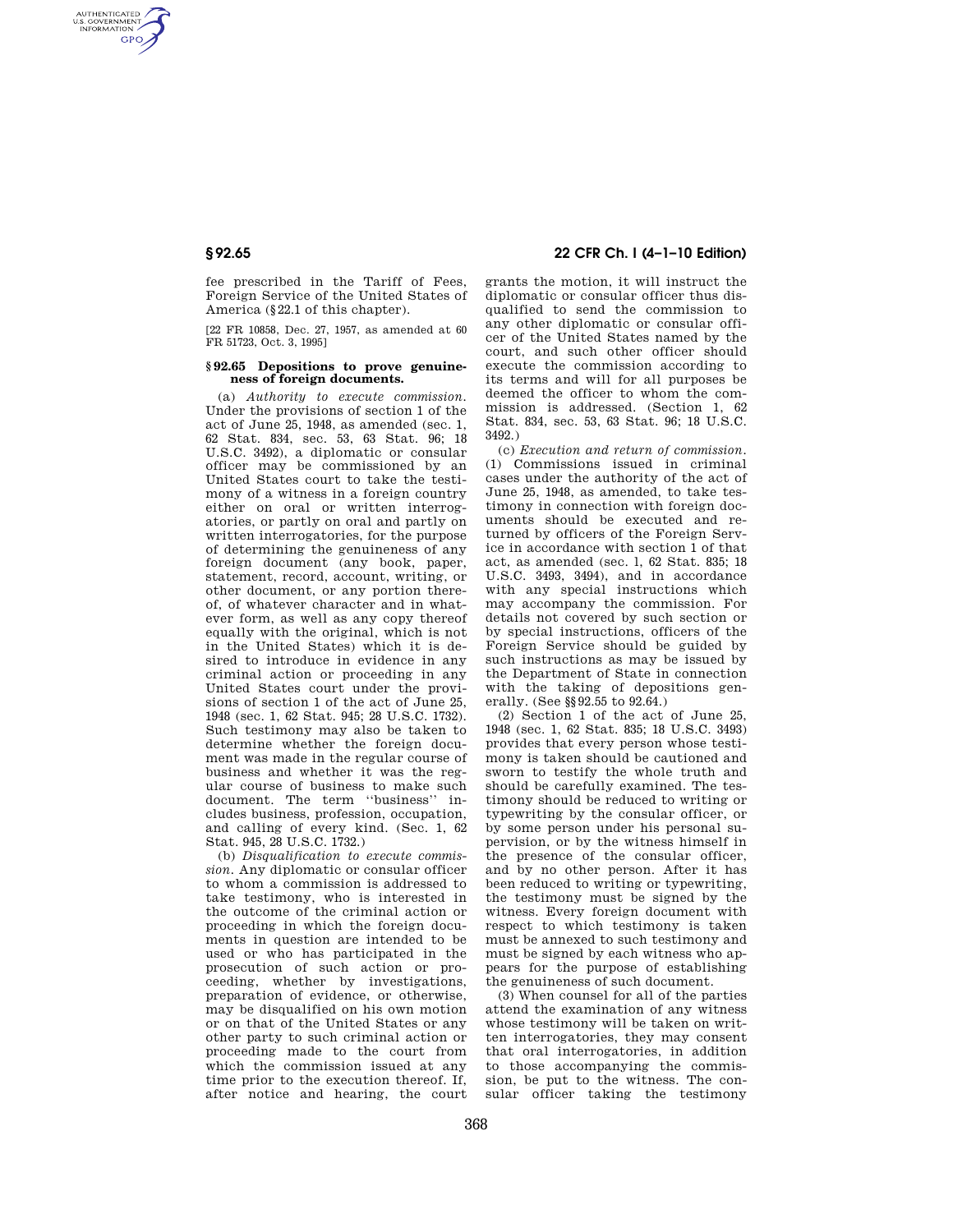fee prescribed in the Tariff of Fees, Foreign Service of the United States of America (§22.1 of this chapter).

[22 FR 10858, Dec. 27, 1957, as amended at 60 FR 51723, Oct. 3, 1995]

### §92.65 Depositions to prove genuineness of foreign documents.

(a) *Authority to execute commission.* Under the provisions of section 1 of the act of June 25, 1948, as amended (sec. 1, 62 Stat. 834, sec. 53, 63 Stat. 96; 18 U.S.C. 3492), a diplomatic or consular officer may be commissioned by an United States court to take the testimony of a witness in a foreign country either on oral or written interrogatories, or partly on oral and partly on written interrogatories, for the purpose of determining the genuineness of any foreign document (any book, paper, statement, record, account, writing, or other document, or any portion thereof, of whatever character and in whatever form, as well as any copy thereof equally with the original, which is not in the United States) which it is desired to introduce in evidence in any criminal action or proceeding in any United States court under the provisions of section 1 of the act of June 25, 1948 (sec. 1, 62 Stat. 945; 28 U.S.C. 1732). Such testimony may also be taken to determine whether the foreign document was made in the regular course of business and whether it was the regular course of business to make such document. The term "business" includes business, profession, occupation, and calling of every kind. (Sec. 1, 62 Stat. 945, 28 U.S.C. 1732.)

(b) *Disqualification to execute commission.* Any diplomatic or consular officer to whom a commission is addressed to take testimony, who is interested in the outcome of the criminal action or proceeding in which the foreign documents in question are intended to be used or who has participated in the prosecution of such action or proceeding, whether by investigations, preparation of evidence, or otherwise, may be disqualified on his own motion or on that of the United States or any other party to such criminal action or proceeding made to the court from which the commission issued at any time prior to the execution thereof. If, after notice and hearing, the court grants the motion, it will instruct the diplomatic or consular officer thus disqualified to send the commission to any other diplomatic or consular officer of the United States named by the court, and such other officer should execute the commission according to its terms and will for all purposes be deemed the officer to whom the commission is addressed. (Section 1, 62 Stat. 834, sec. 53, 63 Stat. 96; 18 U.S.C. 3492.)

(c) *Execution and return of commission.* (1) Commissions issued in criminal cases under the authority of the act of June 25, 1948, as amended, to take testimony in connection with foreign documents should be executed and returned by officers of the Foreign Service in accordance with section 1 of that act, as amended (sec. 1, 62 Stat. 835; 18 U.S.C. 3493, 3494), and in accordance with any special instructions which may accompany the commission. For details not covered by such section or by special instructions, officers of the Foreign Service should be guided by such instructions as may be issued by the Department of State in connection with the taking of depositions generally. (See §§92.55 to 92.64.)

(2) Section 1 of the act of June 25, 1948 (sec. 1, 62 Stat. 835; 18 U.S.C. 3493) provides that every person whose testimony is taken should be cautioned and sworn to testify the whole truth and should be carefully examined. The testimony should be reduced to writing or typewriting by the consular officer, or by some person under his personal supervision, or by the witness himself in the presence of the consular officer, and by no other person. After it has been reduced to writing or typewriting, the testimony must be signed by the witness. Every foreign document with respect to which testimony is taken must be annexed to such testimony and must be signed by each witness who appears for the purpose of establishing the genuineness of such document.

(3) When counsel for all of the parties attend the examination of any witness whose testimony will be taken on written interrogatories, they may consent that oral interrogatories, in addition to those accompanying the commission, be put to the witness. The consular officer taking the testimony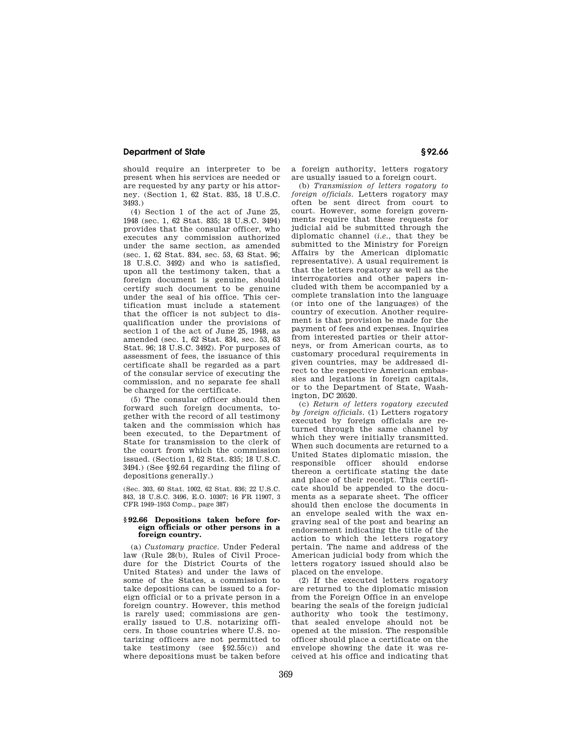should require an interpreter to be present when his services are needed or are requested by any party or his attorney. (Section 1, 62 Stat. 835, 18 U.S.C. 3493.)

(4) Section 1 of the act of June 25, 1948 (sec. 1, 62 Stat. 835; 18 U.S.C. 3494) provides that the consular officer, who executes any commission authorized under the same section, as amended (sec. 1, 62 Stat. 834, sec. 53, 63 Stat. 96; 18 U.S.C. 3492) and who is satisfied, upon all the testimony taken, that a foreign document is genuine, should certify such document to be genuine under the seal of his office. This certification must include a statement that the officer is not subject to disqualification under the provisions of section 1 of the act of June 25, 1948, as amended (sec. 1, 62 Stat. 834, sec. 53, 63 Stat. 96; 18 U.S.C. 3492). For purposes of assessment of fees, the issuance of this certificate shall be regarded as a part of the consular service of executing the commission, and no separate fee shall be charged for the certificate.

(5) The consular officer should then forward such foreign documents, together with the record of all testimony taken and the commission which has been executed, to the Department of State for transmission to the clerk of the court from which the commission issued. (Section 1, 62 Stat. 835; 18 U.S.C. 3494.) (See §92.64 regarding the filing of depositions generally.)

(Sec. 303, 60 Stat. 1002, 62 Stat. 836; 22 U.S.C. 843, 18 U.S.C. 3496, E.O. 10307; 16 FR 11907, 3 CFR 1949–1953 Comp., page 387)

## § 92.66 Depositions taken before foreign officials or other persons in a foreign country.

(a) *Customary practice.* Under Federal law (Rule 28(b), Rules of Civil Procedure for the District Courts of the United States) and under the laws of some of the States, a commission to take depositions can be issued to a foreign official or to a private person in a foreign country. However, this method is rarely used; commissions are generally issued to U.S. notarizing officers. In those countries where U.S. notarizing officers are not permitted to take testimony (see §92.55(c)) and where depositions must be taken before a foreign authority, letters rogatory are usually issued to a foreign court.

(b) *Transmission of letters rogatory to foreign officials.* Letters rogatory may often be sent direct from court to court. However, some foreign governments require that these requests for judicial aid be submitted through the diplomatic channel (*i.e.*, that they be submitted to the Ministry for Foreign Affairs by the American diplomatic representative). A usual requirement is that the letters rogatory as well as the interrogatories and other papers included with them be accompanied by a complete translation into the language (or into one of the languages) of the country of execution. Another requirement is that provision be made for the payment of fees and expenses. Inquiries from interested parties or their attorneys, or from American courts, as to customary procedural requirements in given countries, may be addressed direct to the respective American embassies and legations in foreign capitals, or to the Department of State, Washington, DC 20520.

(c) *Return of letters rogatory executed by foreign officials.* (1) Letters rogatory executed by foreign officials are returned through the same channel by which they were initially transmitted. When such documents are returned to a United States diplomatic mission, the responsible officer should endorse thereon a certificate stating the date and place of their receipt. This certificate should be appended to the documents as a separate sheet. The officer should then enclose the documents in an envelope sealed with the wax engraving seal of the post and bearing an endorsement indicating the title of the action to which the letters rogatory pertain. The name and address of the American judicial body from which the letters rogatory issued should also be placed on the envelope.

(2) If the executed letters rogatory are returned to the diplomatic mission from the Foreign Office in an envelope bearing the seals of the foreign judicial authority who took the testimony, that sealed envelope should not be opened at the mission. The responsible officer should place a certificate on the envelope showing the date it was received at his office and indicating that